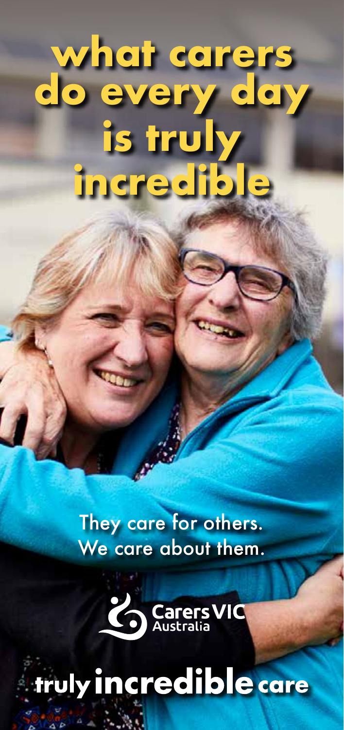# what carers do every day is truly incredible

They care for others.
We care about them.

Carers VIC
Australia

**truly incredible care**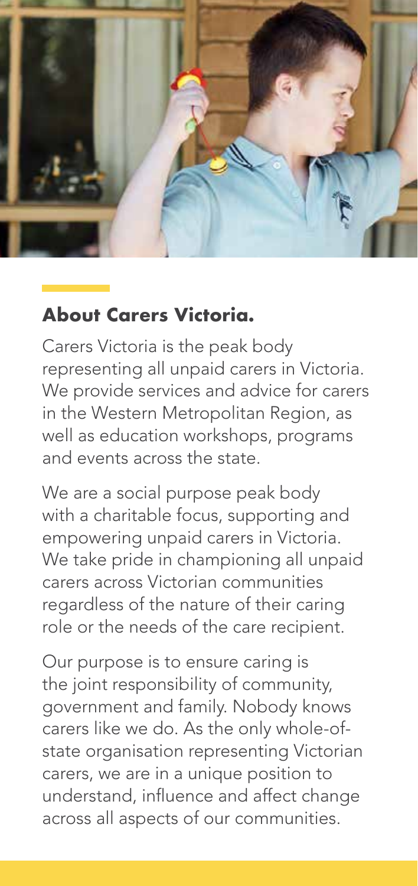## About Carers Victoria.

Carers Victoria is the peak body representing all unpaid carers in Victoria. We provide services and advice for carers in the Western Metropolitan Region, as well as education workshops, programs and events across the state.

We are a social purpose peak body with a charitable focus, supporting and empowering unpaid carers in Victoria. We take pride in championing all unpaid carers across Victorian communities regardless of the nature of their caring role or the needs of the care recipient.

Our purpose is to ensure caring is the joint responsibility of community, government and family. Nobody knows carers like we do. As the only whole-of-state organisation representing Victorian carers, we are in a unique position to understand, influence and affect change across all aspects of our communities.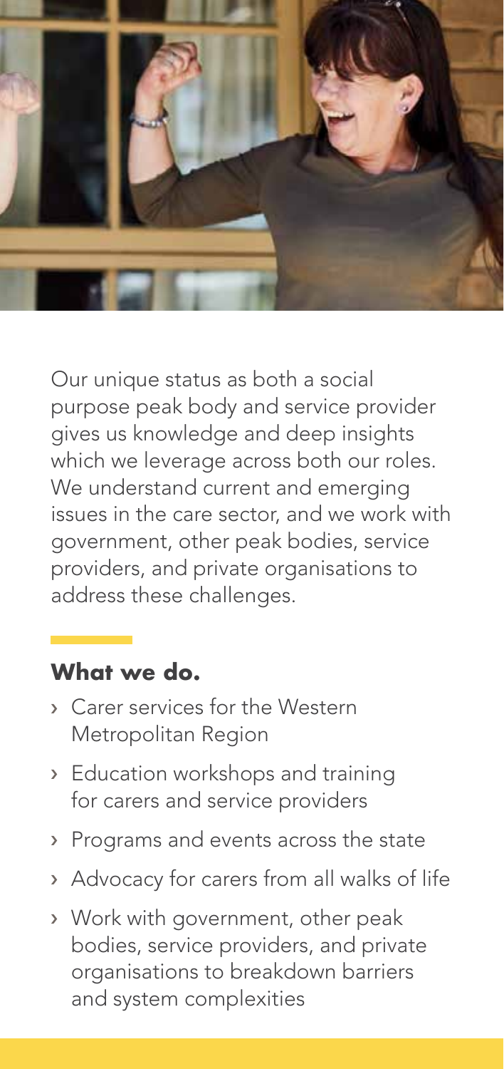Our unique status as both a social purpose peak body and service provider gives us knowledge and deep insights which we leverage across both our roles. We understand current and emerging issues in the care sector, and we work with government, other peak bodies, service providers, and private organisations to address these challenges.

## What we do.

- Carer services for the Western Metropolitan Region
- Education workshops and training for carers and service providers
- Programs and events across the state
- Advocacy for carers from all walks of life
- Work with government, other peak bodies, service providers, and private organisations to breakdown barriers and system complexities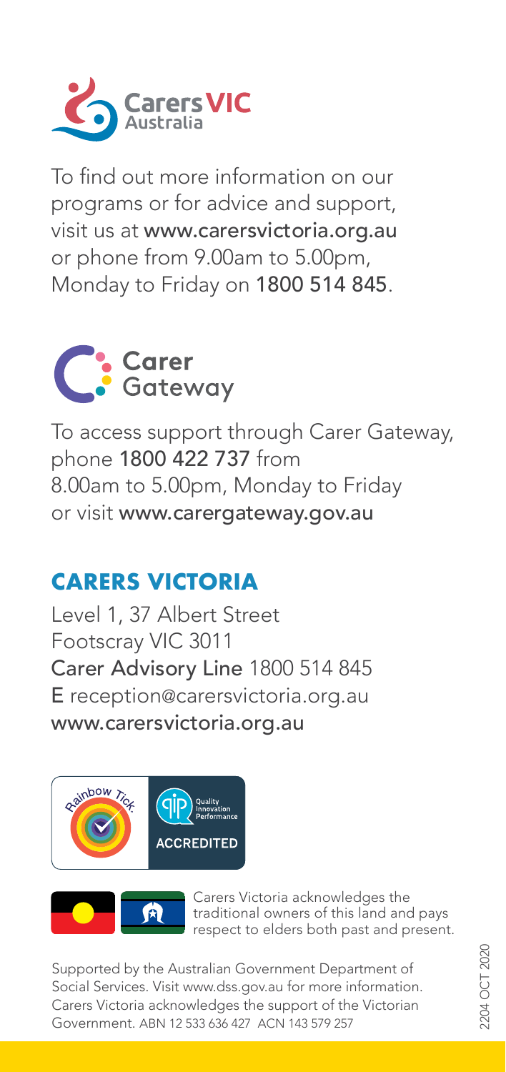Carers VIC Australia

To find out more information on our programs or for advice and support, visit us at **www.carersvictoria.org.au** or phone from 9.00am to 5.00pm, Monday to Friday on **1800 514 845**.

Carer Gateway

To access support through Carer Gateway, phone **1800 422 737** from 8.00am to 5.00pm, Monday to Friday or visit **www.carergateway.gov.au**

## CARERS VICTORIA

Level 1, 37 Albert Street
Footscray VIC 3011
**Carer Advisory Line** 1800 514 845
**E** reception@carersvictoria.org.au
**www.carersvictoria.org.au**

Rainbow Tick. Quality Innovation Performance ACCREDITED

Carers Victoria acknowledges the traditional owners of this land and pays respect to elders both past and present.

Supported by the Australian Government Department of Social Services. Visit www.dss.gov.au for more information. Carers Victoria acknowledges the support of the Victorian Government. ABN 12 533 636 427 ACN 143 579 257

2204 OCT 2020